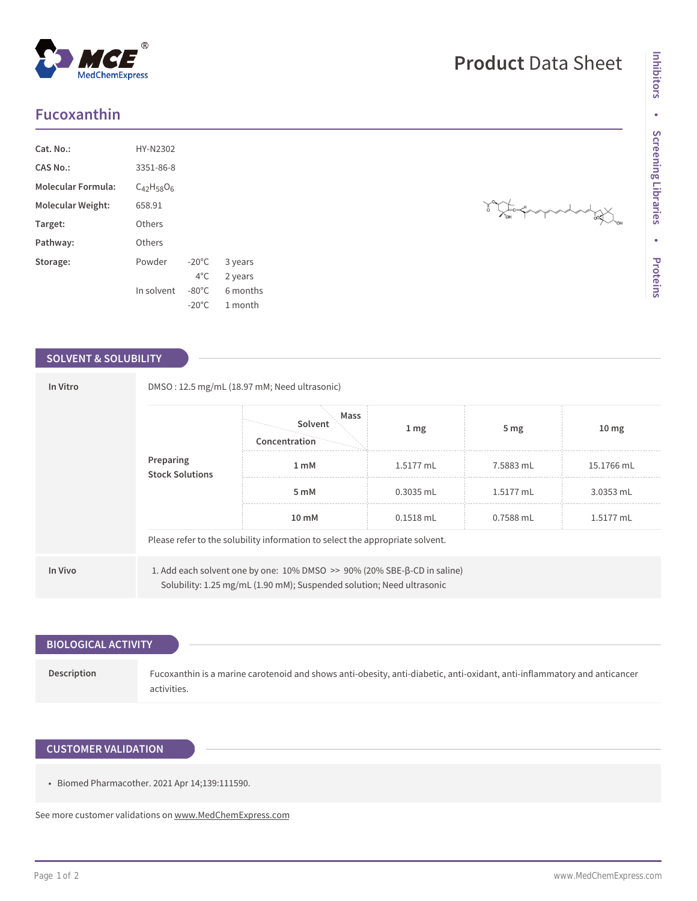# Product Data Sheet

## Fucoxanthin

| | |
|---|---|
| **Cat. No.:** | HY-N2302 |
| **CAS No.:** | 3351-86-8 |
| **Molecular Formula:** | $C_{42}H_{58}O_6$ |
| **Molecular Weight:** | 658.91 |
| **Target:** | Others |
| **Pathway:** | Others |

**Storage:**

| Form | Temperature | Duration |
|---|---|---|
| Powder | -20°C | 3 years |
| | 4°C | 2 years |
| In solvent | -80°C | 6 months |
| | -20°C | 1 month |

## SOLVENT & SOLUBILITY

**In Vitro**

DMSO : 12.5 mg/mL (18.97 mM; Need ultrasonic)

**Preparing Stock Solutions**

| Solvent Concentration / Mass | 1 mg | 5 mg | 10 mg |
|---|---|---|---|
| 1 mM | 1.5177 mL | 7.5883 mL | 15.1766 mL |
| 5 mM | 0.3035 mL | 1.5177 mL | 3.0353 mL |
| 10 mM | 0.1518 mL | 0.7588 mL | 1.5177 mL |

Please refer to the solubility information to select the appropriate solvent.

**In Vivo**

1. Add each solvent one by one: 10% DMSO >> 90% (20% SBE-β-CD in saline)
   Solubility: 1.25 mg/mL (1.90 mM); Suspended solution; Need ultrasonic

## BIOLOGICAL ACTIVITY

**Description**

Fucoxanthin is a marine carotenoid and shows anti-obesity, anti-diabetic, anti-oxidant, anti-inflammatory and anticancer activities.

## CUSTOMER VALIDATION

- Biomed Pharmacother. 2021 Apr 14;139:111590.

See more customer validations on www.MedChemExpress.com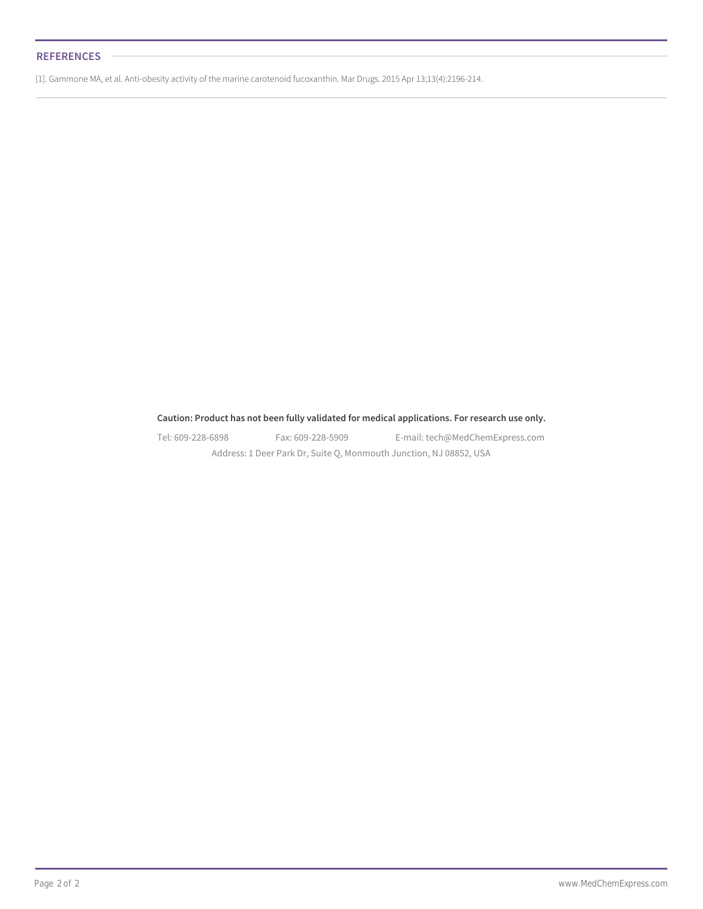## REFERENCES

[1]. Gammone MA, et al. Anti-obesity activity of the marine carotenoid fucoxanthin. Mar Drugs. 2015 Apr 13;13(4):2196-214.

**Caution: Product has not been fully validated for medical applications. For research use only.**

Tel: 609-228-6898 Fax: 609-228-5909 E-mail: tech@MedChemExpress.com

Address: 1 Deer Park Dr, Suite Q, Monmouth Junction, NJ 08852, USA